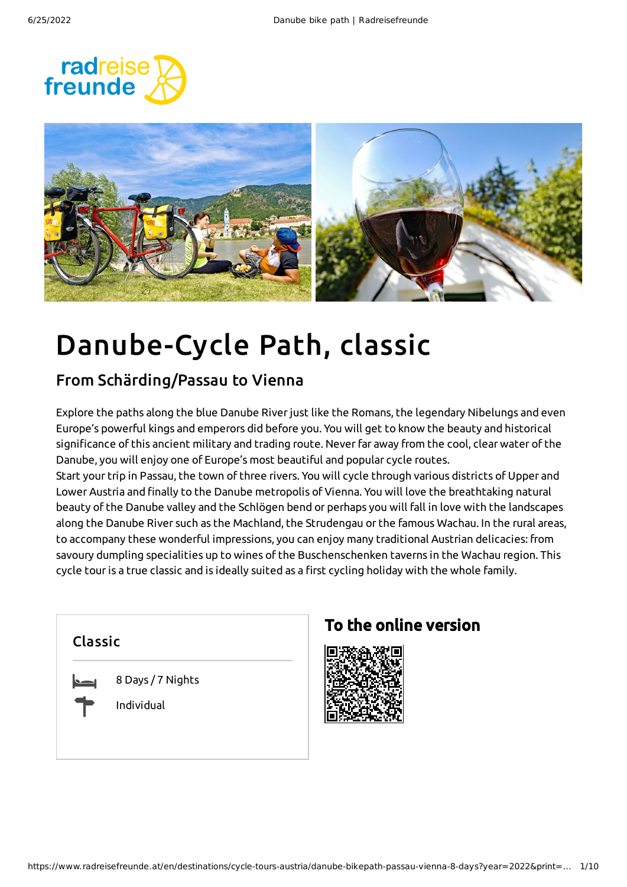# Danube-Cycle Path, classic

## From Schärding/Passau to Vienna

Explore the paths along the blue Danube River just like the Romans, the legendary Nibelungs and even Europe's powerful kings and emperors did before you. You will get to know the beauty and historical significance of this ancient military and trading route. Never far away from the cool, clear water of the Danube, you will enjoy one of Europe's most beautiful and popular cycle routes.
Start your trip in Passau, the town of three rivers. You will cycle through various districts of Upper and Lower Austria and finally to the Danube metropolis of Vienna. You will love the breathtaking natural beauty of the Danube valley and the Schlögen bend or perhaps you will fall in love with the landscapes along the Danube River such as the Machland, the Strudengau or the famous Wachau. In the rural areas, to accompany these wonderful impressions, you can enjoy many traditional Austrian delicacies: from savoury dumpling specialities up to wines of the Buschenschenken taverns in the Wachau region. This cycle tour is a true classic and is ideally suited as a first cycling holiday with the whole family.

### Classic

- 8 Days / 7 Nights
- Individual

## To the online version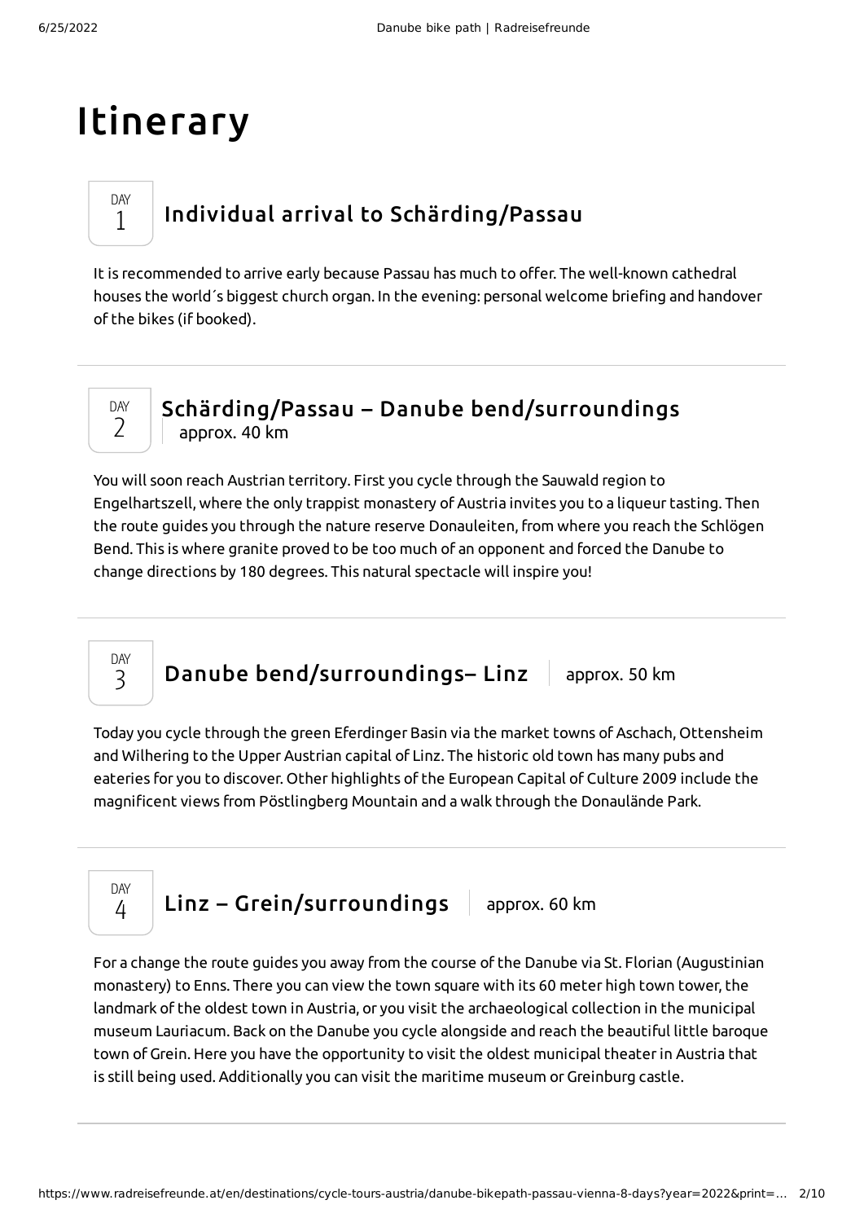# Itinerary

## DAY 1 Individual arrival to Schärding/Passau

It is recommended to arrive early because Passau has much to offer. The well-known cathedral houses the world´s biggest church organ. In the evening: personal welcome briefing and handover of the bikes (if booked).

## DAY 2 Schärding/Passau – Danube bend/surroundings

approx. 40 km

You will soon reach Austrian territory. First you cycle through the Sauwald region to Engelhartszell, where the only trappist monastery of Austria invites you to a liqueur tasting. Then the route guides you through the nature reserve Donauleiten, from where you reach the Schlögen Bend. This is where granite proved to be too much of an opponent and forced the Danube to change directions by 180 degrees. This natural spectacle will inspire you!

## DAY 3 Danube bend/surroundings– Linz

approx. 50 km

Today you cycle through the green Eferdinger Basin via the market towns of Aschach, Ottensheim and Wilhering to the Upper Austrian capital of Linz. The historic old town has many pubs and eateries for you to discover. Other highlights of the European Capital of Culture 2009 include the magnificent views from Pöstlingberg Mountain and a walk through the Donaulände Park.

## DAY 4 Linz – Grein/surroundings

approx. 60 km

For a change the route guides you away from the course of the Danube via St. Florian (Augustinian monastery) to Enns. There you can view the town square with its 60 meter high town tower, the landmark of the oldest town in Austria, or you visit the archaeological collection in the municipal museum Lauriacum. Back on the Danube you cycle alongside and reach the beautiful little baroque town of Grein. Here you have the opportunity to visit the oldest municipal theater in Austria that is still being used. Additionally you can visit the maritime museum or Greinburg castle.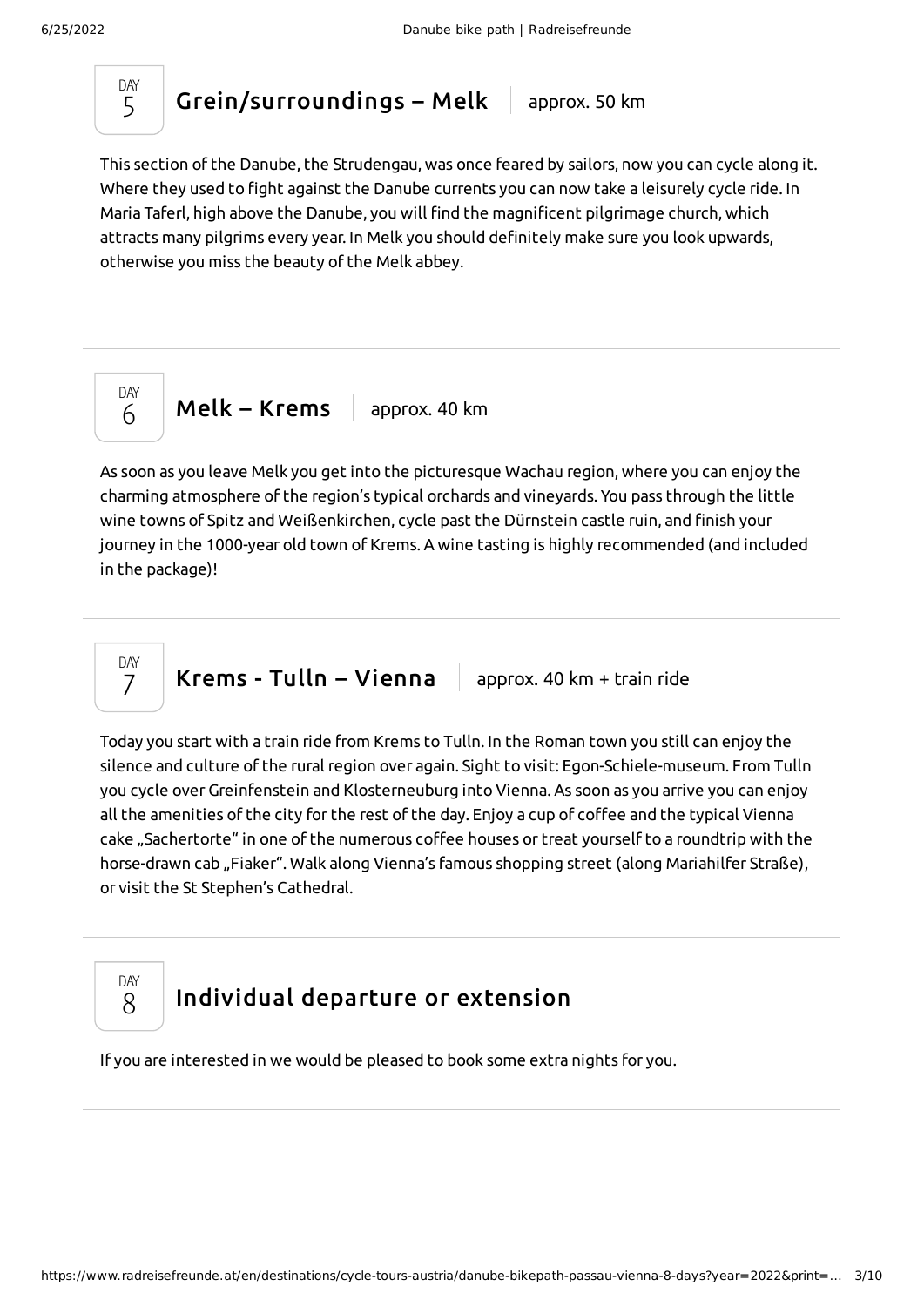## DAY 5 Grein/surroundings – Melk | approx. 50 km

This section of the Danube, the Strudengau, was once feared by sailors, now you can cycle along it. Where they used to fight against the Danube currents you can now take a leisurely cycle ride. In Maria Taferl, high above the Danube, you will find the magnificent pilgrimage church, which attracts many pilgrims every year. In Melk you should definitely make sure you look upwards, otherwise you miss the beauty of the Melk abbey.

## DAY 6 Melk – Krems | approx. 40 km

As soon as you leave Melk you get into the picturesque Wachau region, where you can enjoy the charming atmosphere of the region's typical orchards and vineyards. You pass through the little wine towns of Spitz and Weißenkirchen, cycle past the Dürnstein castle ruin, and finish your journey in the 1000-year old town of Krems. A wine tasting is highly recommended (and included in the package)!

## DAY 7 Krems - Tulln – Vienna | approx. 40 km + train ride

Today you start with a train ride from Krems to Tulln. In the Roman town you still can enjoy the silence and culture of the rural region over again. Sight to visit: Egon-Schiele-museum. From Tulln you cycle over Greinfenstein and Klosterneuburg into Vienna. As soon as you arrive you can enjoy all the amenities of the city for the rest of the day. Enjoy a cup of coffee and the typical Vienna cake „Sachertorte" in one of the numerous coffee houses or treat yourself to a roundtrip with the horse-drawn cab „Fiaker". Walk along Vienna's famous shopping street (along Mariahilfer Straße), or visit the St Stephen's Cathedral.

## DAY 8 Individual departure or extension

If you are interested in we would be pleased to book some extra nights for you.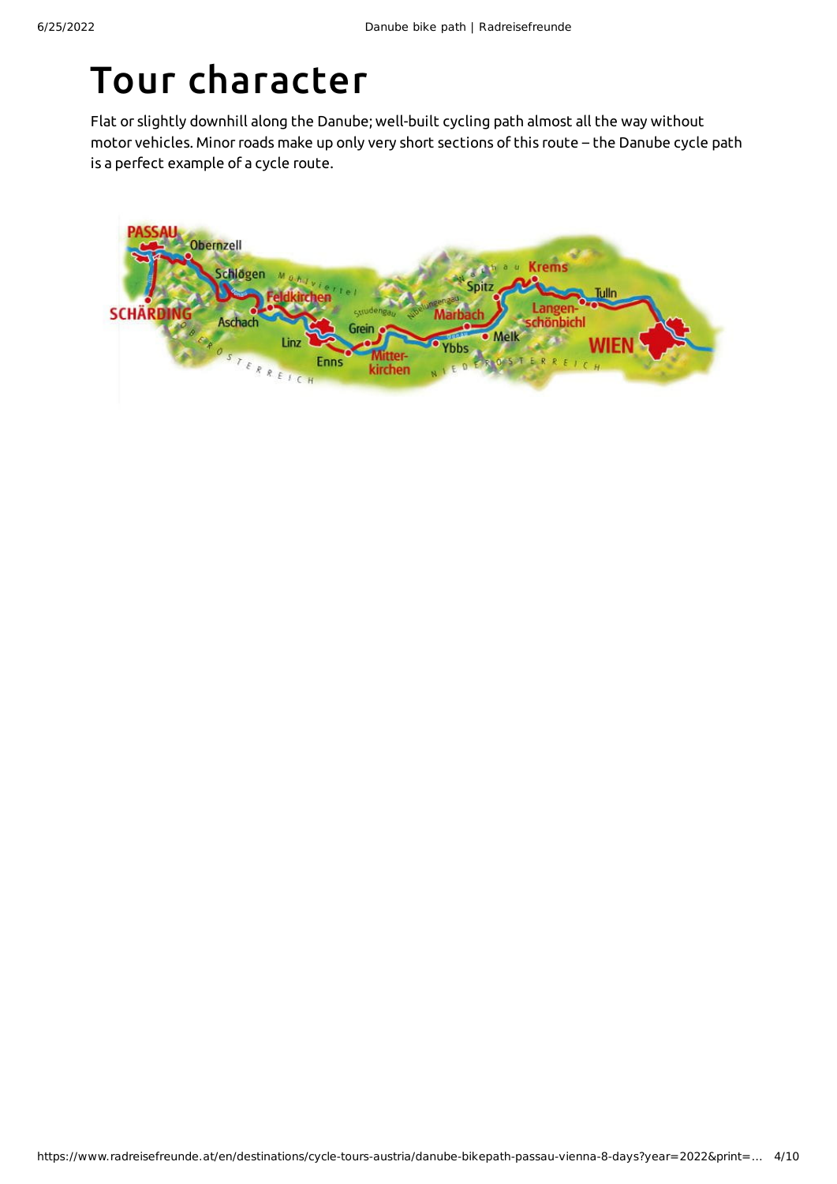# Tour character

Flat or slightly downhill along the Danube; well-built cycling path almost all the way without motor vehicles. Minor roads make up only very short sections of this route – the Danube cycle path is a perfect example of a cycle route.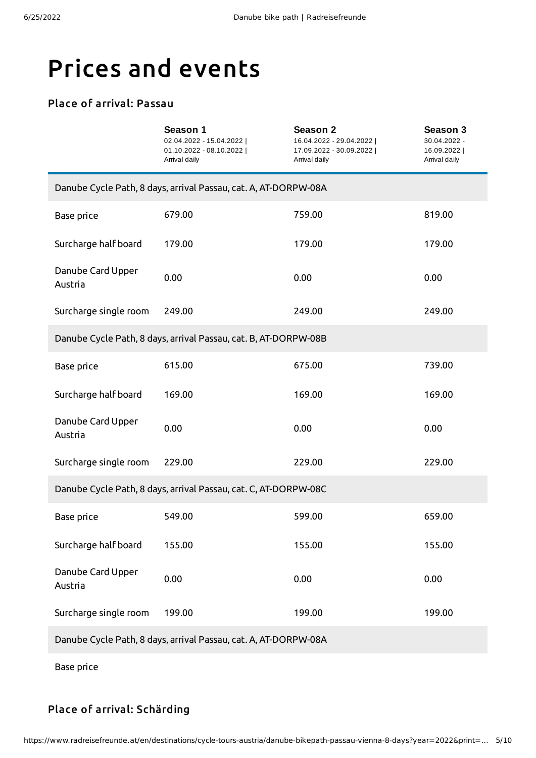# Prices and events

### Place of arrival: Passau

| | **Season 1**<br>02.04.2022 - 15.04.2022 \| 01.10.2022 - 08.10.2022 \| Arrival daily | **Season 2**<br>16.04.2022 - 29.04.2022 \| 17.09.2022 - 30.09.2022 \| Arrival daily | **Season 3**<br>30.04.2022 - 16.09.2022 \| Arrival daily |
|---|---|---|---|
| Danube Cycle Path, 8 days, arrival Passau, cat. A, AT-DORPW-08A | | | |
| Base price | 679.00 | 759.00 | 819.00 |
| Surcharge half board | 179.00 | 179.00 | 179.00 |
| Danube Card Upper Austria | 0.00 | 0.00 | 0.00 |
| Surcharge single room | 249.00 | 249.00 | 249.00 |
| Danube Cycle Path, 8 days, arrival Passau, cat. B, AT-DORPW-08B | | | |
| Base price | 615.00 | 675.00 | 739.00 |
| Surcharge half board | 169.00 | 169.00 | 169.00 |
| Danube Card Upper Austria | 0.00 | 0.00 | 0.00 |
| Surcharge single room | 229.00 | 229.00 | 229.00 |
| Danube Cycle Path, 8 days, arrival Passau, cat. C, AT-DORPW-08C | | | |
| Base price | 549.00 | 599.00 | 659.00 |
| Surcharge half board | 155.00 | 155.00 | 155.00 |
| Danube Card Upper Austria | 0.00 | 0.00 | 0.00 |
| Surcharge single room | 199.00 | 199.00 | 199.00 |
| Danube Cycle Path, 8 days, arrival Passau, cat. A, AT-DORPW-08A | | | |
| Base price | | | |

### Place of arrival: Schärding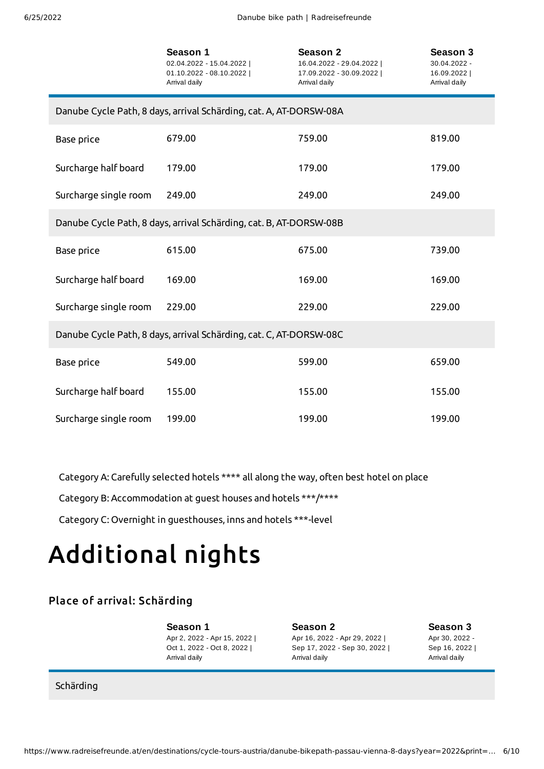| | Season 1<br>02.04.2022 - 15.04.2022 \|<br>01.10.2022 - 08.10.2022 \|<br>Arrival daily | Season 2<br>16.04.2022 - 29.04.2022 \|<br>17.09.2022 - 30.09.2022 \|<br>Arrival daily | Season 3<br>30.04.2022 -<br>16.09.2022 \|<br>Arrival daily |
|---|---|---|---|
| Danube Cycle Path, 8 days, arrival Schärding, cat. A, AT-DORSW-08A | | | |
| Base price | 679.00 | 759.00 | 819.00 |
| Surcharge half board | 179.00 | 179.00 | 179.00 |
| Surcharge single room | 249.00 | 249.00 | 249.00 |
| Danube Cycle Path, 8 days, arrival Schärding, cat. B, AT-DORSW-08B | | | |
| Base price | 615.00 | 675.00 | 739.00 |
| Surcharge half board | 169.00 | 169.00 | 169.00 |
| Surcharge single room | 229.00 | 229.00 | 229.00 |
| Danube Cycle Path, 8 days, arrival Schärding, cat. C, AT-DORSW-08C | | | |
| Base price | 549.00 | 599.00 | 659.00 |
| Surcharge half board | 155.00 | 155.00 | 155.00 |
| Surcharge single room | 199.00 | 199.00 | 199.00 |

Category A: Carefully selected hotels **** all along the way, often best hotel on place

Category B: Accommodation at guest houses and hotels ***/****

Category C: Overnight in guesthouses, inns and hotels ***-level

# Additional nights

## Place of arrival: Schärding

| | Season 1<br>Apr 2, 2022 - Apr 15, 2022 \|<br>Oct 1, 2022 - Oct 8, 2022 \|<br>Arrival daily | Season 2<br>Apr 16, 2022 - Apr 29, 2022 \|<br>Sep 17, 2022 - Sep 30, 2022 \|<br>Arrival daily | Season 3<br>Apr 30, 2022 -<br>Sep 16, 2022 \|<br>Arrival daily |
|---|---|---|---|
| Schärding | | | |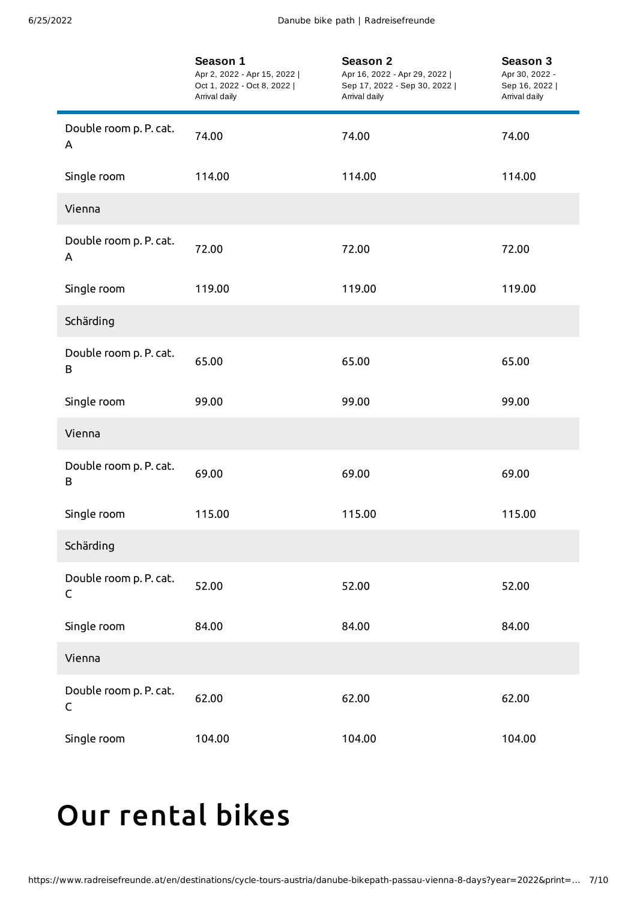| | **Season 1**<br>Apr 2, 2022 - Apr 15, 2022 \| Oct 1, 2022 - Oct 8, 2022 \| Arrival daily | **Season 2**<br>Apr 16, 2022 - Apr 29, 2022 \| Sep 17, 2022 - Sep 30, 2022 \| Arrival daily | **Season 3**<br>Apr 30, 2022 - Sep 16, 2022 \| Arrival daily |
|---|---|---|---|
| Double room p. P. cat. A | 74.00 | 74.00 | 74.00 |
| Single room | 114.00 | 114.00 | 114.00 |
| Vienna | | | |
| Double room p. P. cat. A | 72.00 | 72.00 | 72.00 |
| Single room | 119.00 | 119.00 | 119.00 |
| Schärding | | | |
| Double room p. P. cat. B | 65.00 | 65.00 | 65.00 |
| Single room | 99.00 | 99.00 | 99.00 |
| Vienna | | | |
| Double room p. P. cat. B | 69.00 | 69.00 | 69.00 |
| Single room | 115.00 | 115.00 | 115.00 |
| Schärding | | | |
| Double room p. P. cat. C | 52.00 | 52.00 | 52.00 |
| Single room | 84.00 | 84.00 | 84.00 |
| Vienna | | | |
| Double room p. P. cat. C | 62.00 | 62.00 | 62.00 |
| Single room | 104.00 | 104.00 | 104.00 |

# Our rental bikes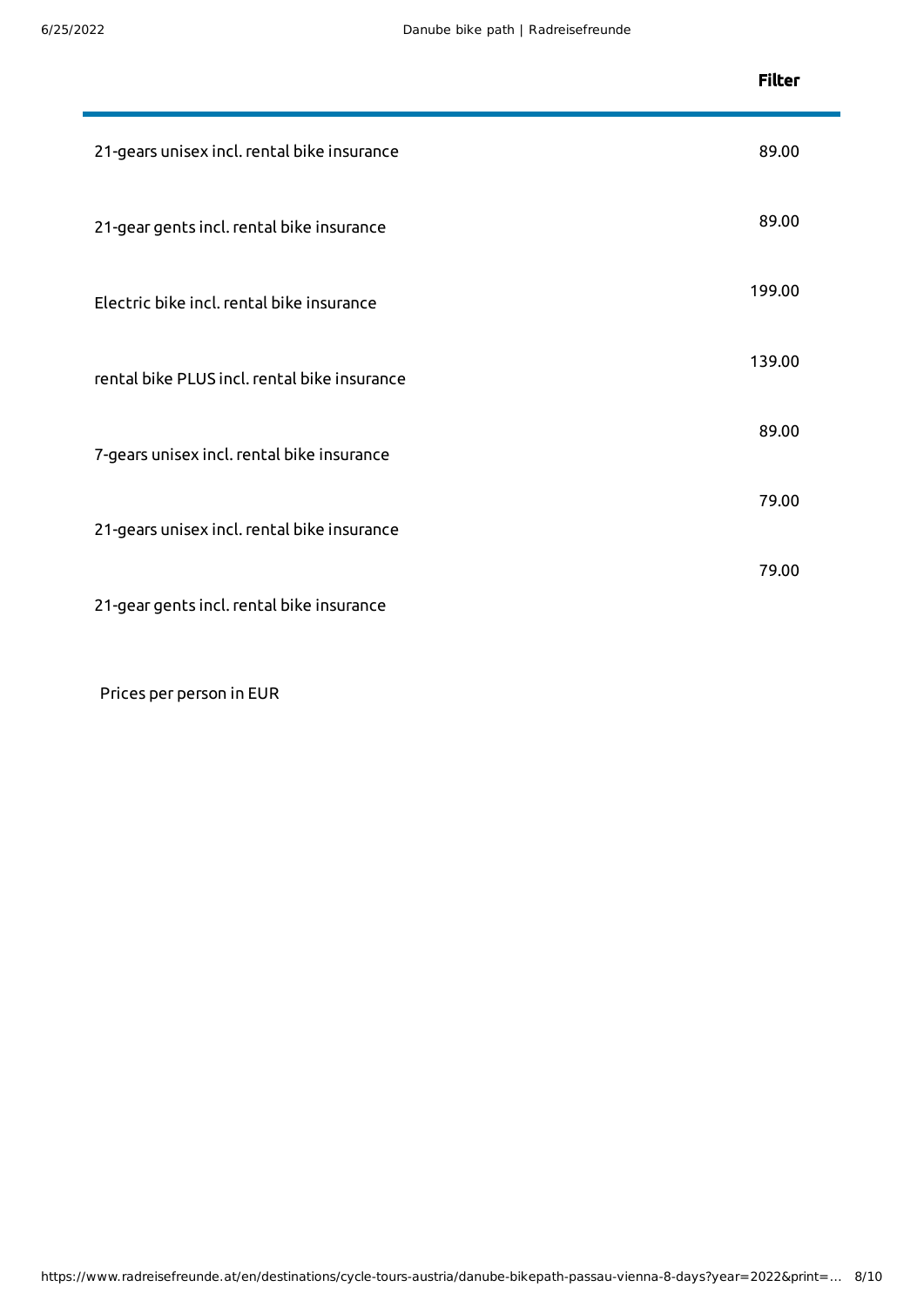| | Filter |
|---|---|
| 21-gears unisex incl. rental bike insurance | 89.00 |
| 21-gear gents incl. rental bike insurance | 89.00 |
| Electric bike incl. rental bike insurance | 199.00 |
| rental bike PLUS incl. rental bike insurance | 139.00 |
| 7-gears unisex incl. rental bike insurance | 89.00 |
| 21-gears unisex incl. rental bike insurance | 79.00 |
| 21-gear gents incl. rental bike insurance | 79.00 |

Prices per person in EUR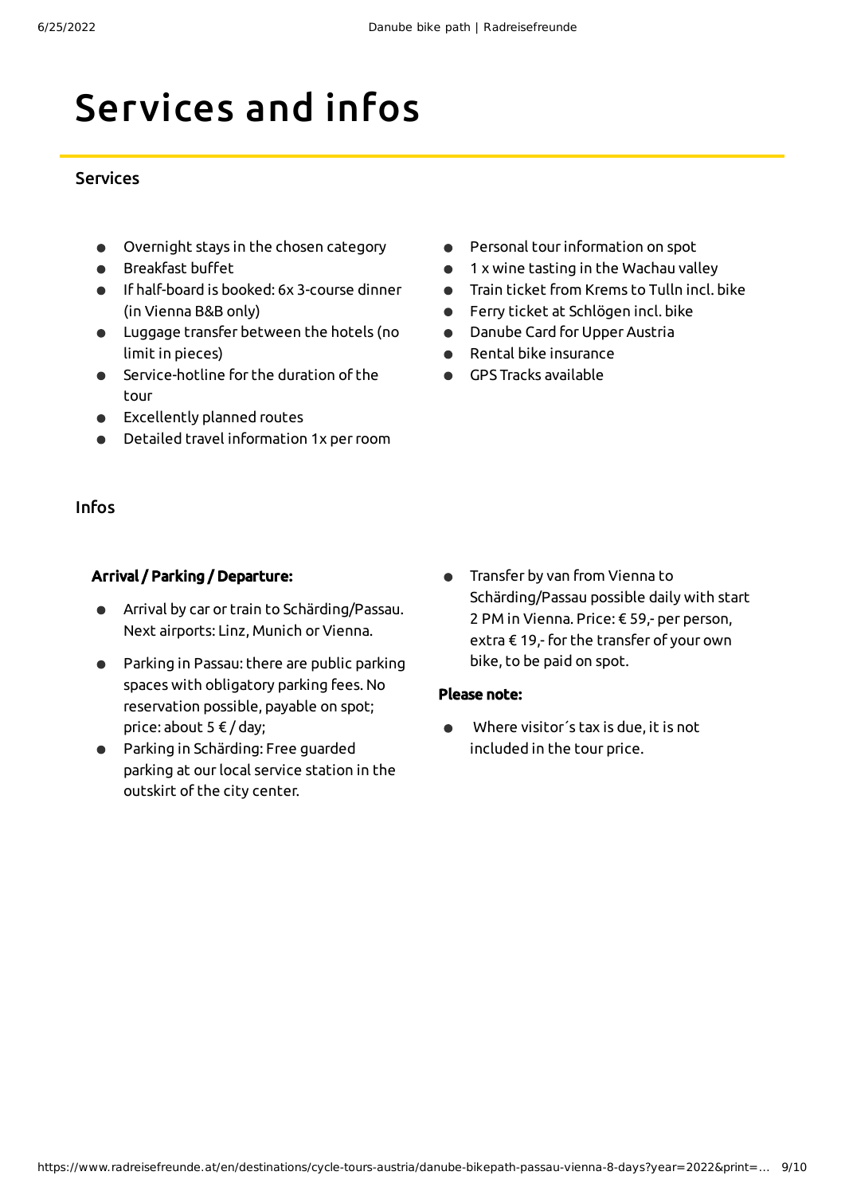# Services and infos

## Services

- Overnight stays in the chosen category
- Breakfast buffet
- If half-board is booked: 6x 3-course dinner (in Vienna B&B only)
- Luggage transfer between the hotels (no limit in pieces)
- Service-hotline for the duration of the tour
- Excellently planned routes
- Detailed travel information 1x per room
- Personal tour information on spot
- 1 x wine tasting in the Wachau valley
- Train ticket from Krems to Tulln incl. bike
- Ferry ticket at Schlögen incl. bike
- Danube Card for Upper Austria
- Rental bike insurance
- GPS Tracks available

## Infos

**Arrival / Parking / Departure:**

- Arrival by car or train to Schärding/Passau. Next airports: Linz, Munich or Vienna.
- Parking in Passau: there are public parking spaces with obligatory parking fees. No reservation possible, payable on spot; price: about 5 € / day;
- Parking in Schärding: Free guarded parking at our local service station in the outskirt of the city center.
- Transfer by van from Vienna to Schärding/Passau possible daily with start 2 PM in Vienna. Price: € 59,- per person, extra € 19,- for the transfer of your own bike, to be paid on spot.

**Please note:**

- Where visitor´s tax is due, it is not included in the tour price.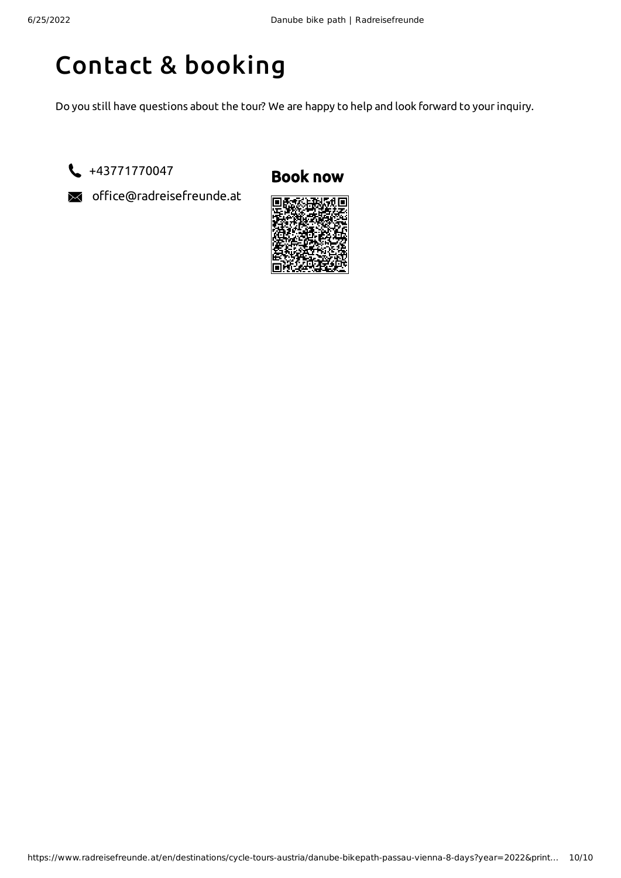# Contact & booking

Do you still have questions about the tour? We are happy to help and look forward to your inquiry.

+43771770047

office@radreisefreunde.at

## Book now